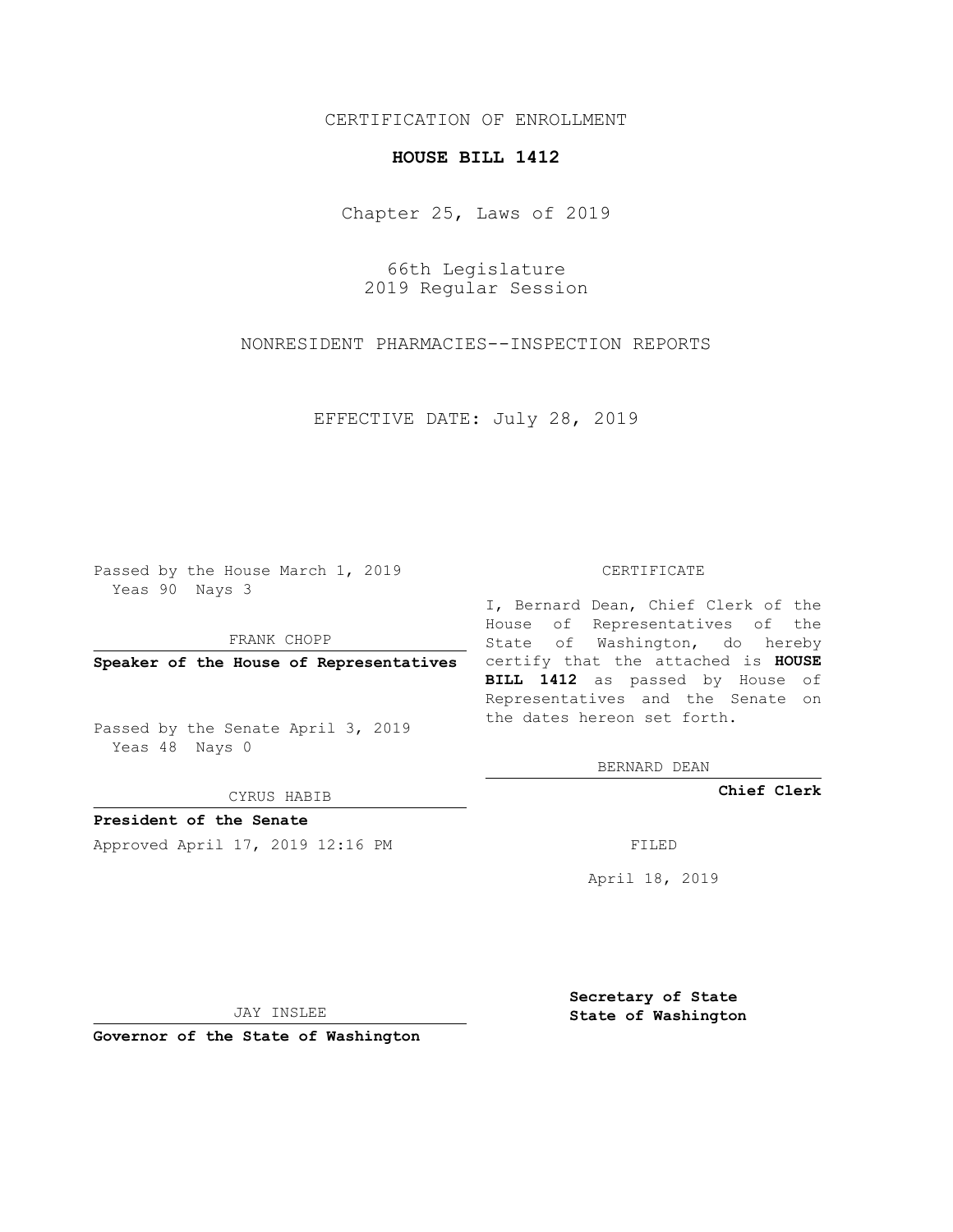CERTIFICATION OF ENROLLMENT

**HOUSE BILL 1412**

Chapter 25, Laws of 2019

66th Legislature
2019 Regular Session

NONRESIDENT PHARMACIES--INSPECTION REPORTS

EFFECTIVE DATE: July 28, 2019

Passed by the House March 1, 2019
Yeas 90 Nays 3

FRANK CHOPP

**Speaker of the House of Representatives**

Passed by the Senate April 3, 2019
Yeas 48 Nays 0

CYRUS HABIB

**President of the Senate**

Approved April 17, 2019 12:16 PM

JAY INSLEE

**Governor of the State of Washington**

CERTIFICATE

I, Bernard Dean, Chief Clerk of the House of Representatives of the State of Washington, do hereby certify that the attached is **HOUSE BILL 1412** as passed by House of Representatives and the Senate on the dates hereon set forth.

BERNARD DEAN

**Chief Clerk**

FILED

April 18, 2019

**Secretary of State**
**State of Washington**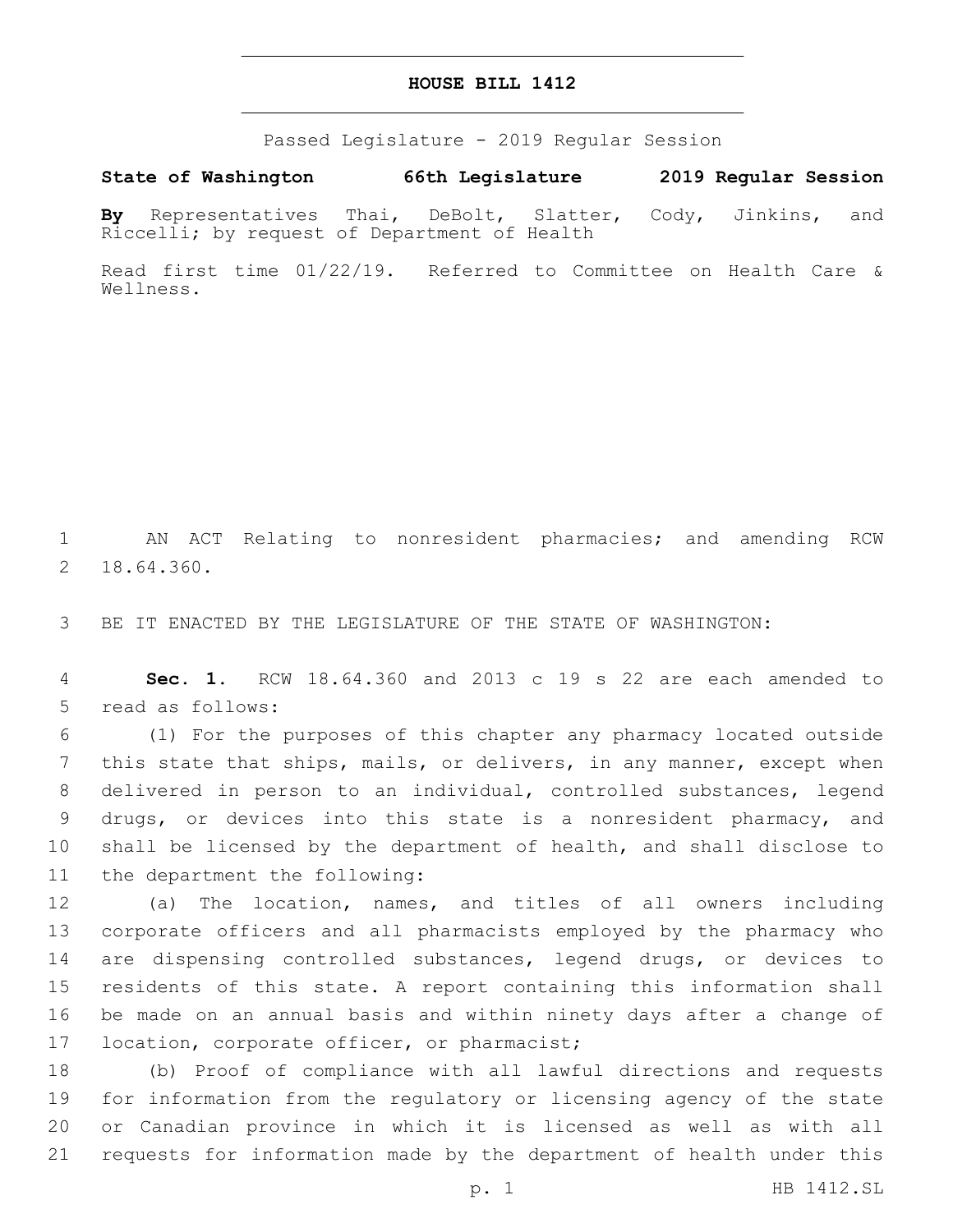# HOUSE BILL 1412

Passed Legislature - 2019 Regular Session

**State of Washington 66th Legislature 2019 Regular Session**

**By** Representatives Thai, DeBolt, Slatter, Cody, Jinkins, and Riccelli; by request of Department of Health

Read first time 01/22/19. Referred to Committee on Health Care & Wellness.

AN ACT Relating to nonresident pharmacies; and amending RCW 18.64.360.

BE IT ENACTED BY THE LEGISLATURE OF THE STATE OF WASHINGTON:

**Sec. 1.** RCW 18.64.360 and 2013 c 19 s 22 are each amended to read as follows:

(1) For the purposes of this chapter any pharmacy located outside this state that ships, mails, or delivers, in any manner, except when delivered in person to an individual, controlled substances, legend drugs, or devices into this state is a nonresident pharmacy, and shall be licensed by the department of health, and shall disclose to the department the following:

(a) The location, names, and titles of all owners including corporate officers and all pharmacists employed by the pharmacy who are dispensing controlled substances, legend drugs, or devices to residents of this state. A report containing this information shall be made on an annual basis and within ninety days after a change of location, corporate officer, or pharmacist;

(b) Proof of compliance with all lawful directions and requests for information from the regulatory or licensing agency of the state or Canadian province in which it is licensed as well as with all requests for information made by the department of health under this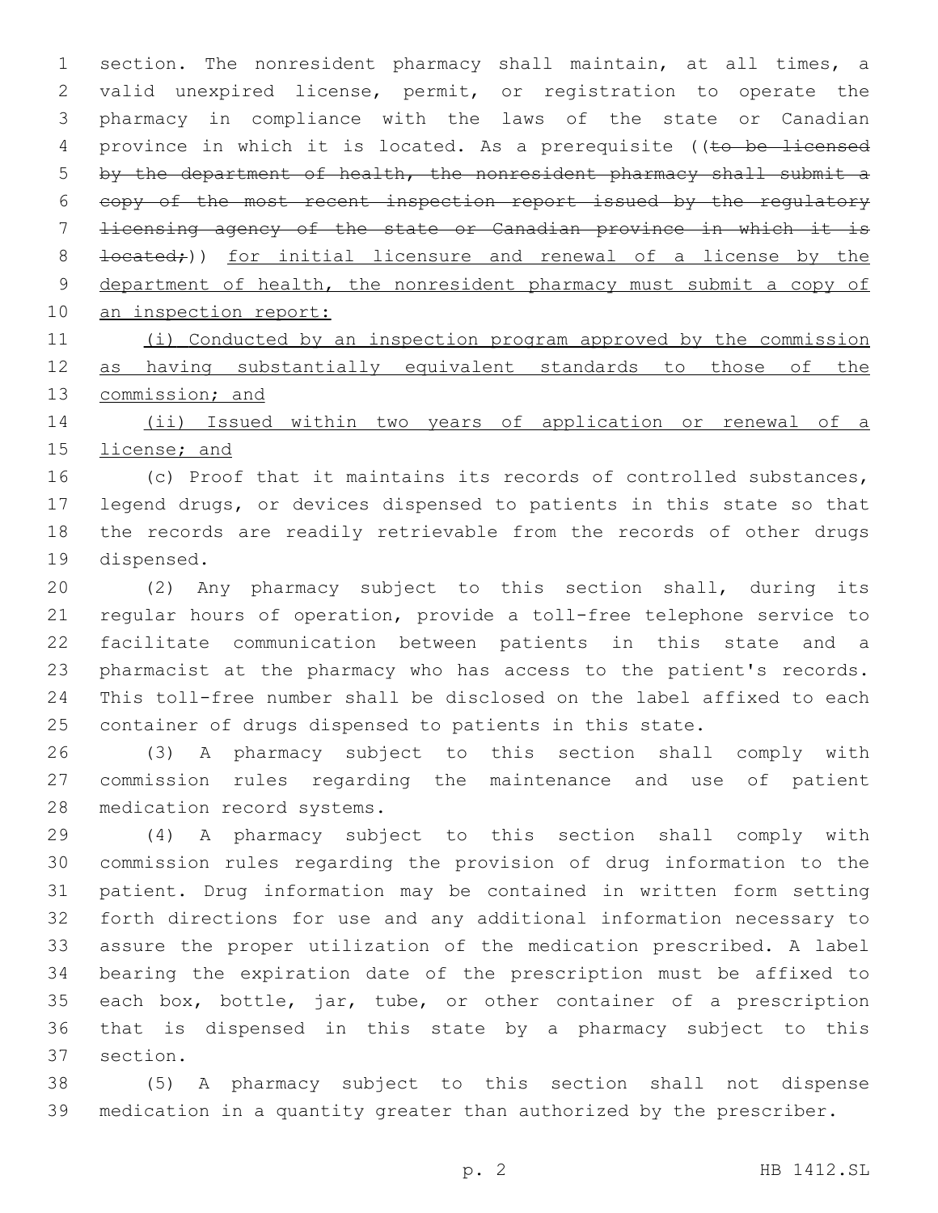section. The nonresident pharmacy shall maintain, at all times, a valid unexpired license, permit, or registration to operate the pharmacy in compliance with the laws of the state or Canadian province in which it is located. As a prerequisite ((~~to be licensed by the department of health, the nonresident pharmacy shall submit a copy of the most recent inspection report issued by the regulatory licensing agency of the state or Canadian province in which it is located;~~)) <u>for initial licensure and renewal of a license by the department of health, the nonresident pharmacy must submit a copy of an inspection report:</u>

<u>(i) Conducted by an inspection program approved by the commission as having substantially equivalent standards to those of the commission; and</u>

<u>(ii) Issued within two years of application or renewal of a license; and</u>

(c) Proof that it maintains its records of controlled substances, legend drugs, or devices dispensed to patients in this state so that the records are readily retrievable from the records of other drugs dispensed.

(2) Any pharmacy subject to this section shall, during its regular hours of operation, provide a toll-free telephone service to facilitate communication between patients in this state and a pharmacist at the pharmacy who has access to the patient's records. This toll-free number shall be disclosed on the label affixed to each container of drugs dispensed to patients in this state.

(3) A pharmacy subject to this section shall comply with commission rules regarding the maintenance and use of patient medication record systems.

(4) A pharmacy subject to this section shall comply with commission rules regarding the provision of drug information to the patient. Drug information may be contained in written form setting forth directions for use and any additional information necessary to assure the proper utilization of the medication prescribed. A label bearing the expiration date of the prescription must be affixed to each box, bottle, jar, tube, or other container of a prescription that is dispensed in this state by a pharmacy subject to this section.

(5) A pharmacy subject to this section shall not dispense medication in a quantity greater than authorized by the prescriber.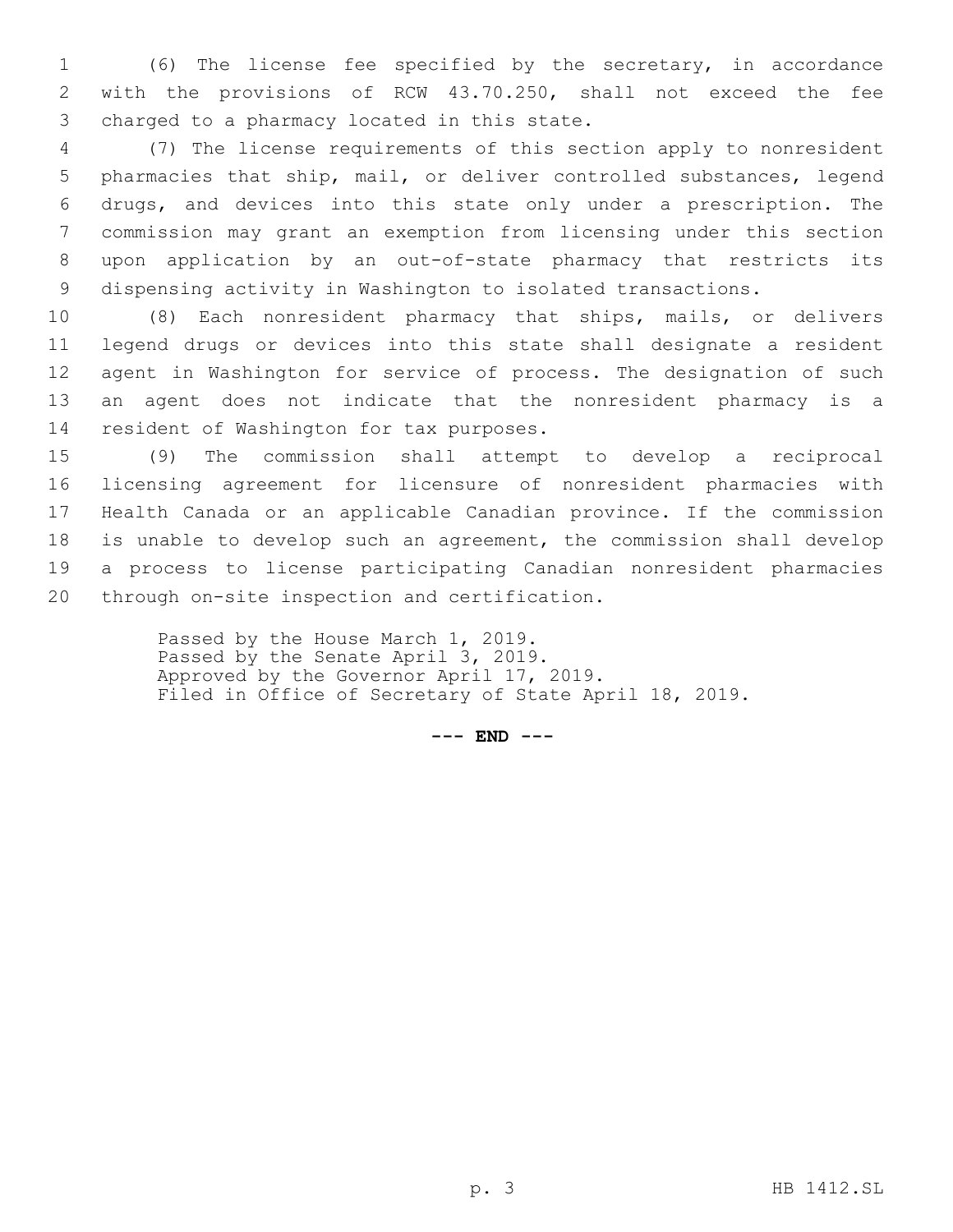(6) The license fee specified by the secretary, in accordance with the provisions of RCW 43.70.250, shall not exceed the fee charged to a pharmacy located in this state.

(7) The license requirements of this section apply to nonresident pharmacies that ship, mail, or deliver controlled substances, legend drugs, and devices into this state only under a prescription. The commission may grant an exemption from licensing under this section upon application by an out-of-state pharmacy that restricts its dispensing activity in Washington to isolated transactions.

(8) Each nonresident pharmacy that ships, mails, or delivers legend drugs or devices into this state shall designate a resident agent in Washington for service of process. The designation of such an agent does not indicate that the nonresident pharmacy is a resident of Washington for tax purposes.

(9) The commission shall attempt to develop a reciprocal licensing agreement for licensure of nonresident pharmacies with Health Canada or an applicable Canadian province. If the commission is unable to develop such an agreement, the commission shall develop a process to license participating Canadian nonresident pharmacies through on-site inspection and certification.

Passed by the House March 1, 2019.
Passed by the Senate April 3, 2019.
Approved by the Governor April 17, 2019.
Filed in Office of Secretary of State April 18, 2019.

**--- END ---**